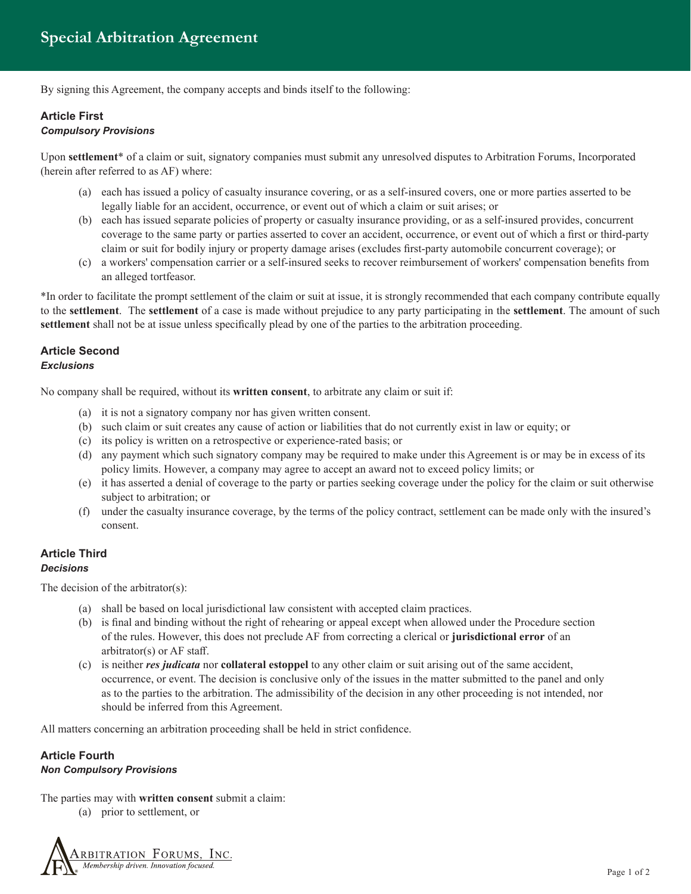# Special Arbitration Agreement

By signing this Agreement, the company accepts and binds itself to the following:

## Article First
### *Compulsory Provisions*

Upon **settlement*** of a claim or suit, signatory companies must submit any unresolved disputes to Arbitration Forums, Incorporated (herein after referred to as AF) where:

(a) each has issued a policy of casualty insurance covering, or as a self-insured covers, one or more parties asserted to be legally liable for an accident, occurrence, or event out of which a claim or suit arises; or

(b) each has issued separate policies of property or casualty insurance providing, or as a self-insured provides, concurrent coverage to the same party or parties asserted to cover an accident, occurrence, or event out of which a first or third-party claim or suit for bodily injury or property damage arises (excludes first-party automobile concurrent coverage); or

(c) a workers' compensation carrier or a self-insured seeks to recover reimbursement of workers' compensation benefits from an alleged tortfeasor.

*In order to facilitate the prompt settlement of the claim or suit at issue, it is strongly recommended that each company contribute equally to the **settlement**. The **settlement** of a case is made without prejudice to any party participating in the **settlement**. The amount of such **settlement** shall not be at issue unless specifically plead by one of the parties to the arbitration proceeding.

## Article Second
### *Exclusions*

No company shall be required, without its **written consent**, to arbitrate any claim or suit if:

(a) it is not a signatory company nor has given written consent.

(b) such claim or suit creates any cause of action or liabilities that do not currently exist in law or equity; or

(c) its policy is written on a retrospective or experience-rated basis; or

(d) any payment which such signatory company may be required to make under this Agreement is or may be in excess of its policy limits. However, a company may agree to accept an award not to exceed policy limits; or

(e) it has asserted a denial of coverage to the party or parties seeking coverage under the policy for the claim or suit otherwise subject to arbitration; or

(f) under the casualty insurance coverage, by the terms of the policy contract, settlement can be made only with the insured's consent.

## Article Third
### *Decisions*

The decision of the arbitrator(s):

(a) shall be based on local jurisdictional law consistent with accepted claim practices.

(b) is final and binding without the right of rehearing or appeal except when allowed under the Procedure section of the rules. However, this does not preclude AF from correcting a clerical or **jurisdictional error** of an arbitrator(s) or AF staff.

(c) is neither ***res judicata*** nor **collateral estoppel** to any other claim or suit arising out of the same accident, occurrence, or event. The decision is conclusive only of the issues in the matter submitted to the panel and only as to the parties to the arbitration. The admissibility of the decision in any other proceeding is not intended, nor should be inferred from this Agreement.

All matters concerning an arbitration proceeding shall be held in strict confidence.

## Article Fourth
### *Non Compulsory Provisions*

The parties may with **written consent** submit a claim:

(a) prior to settlement, or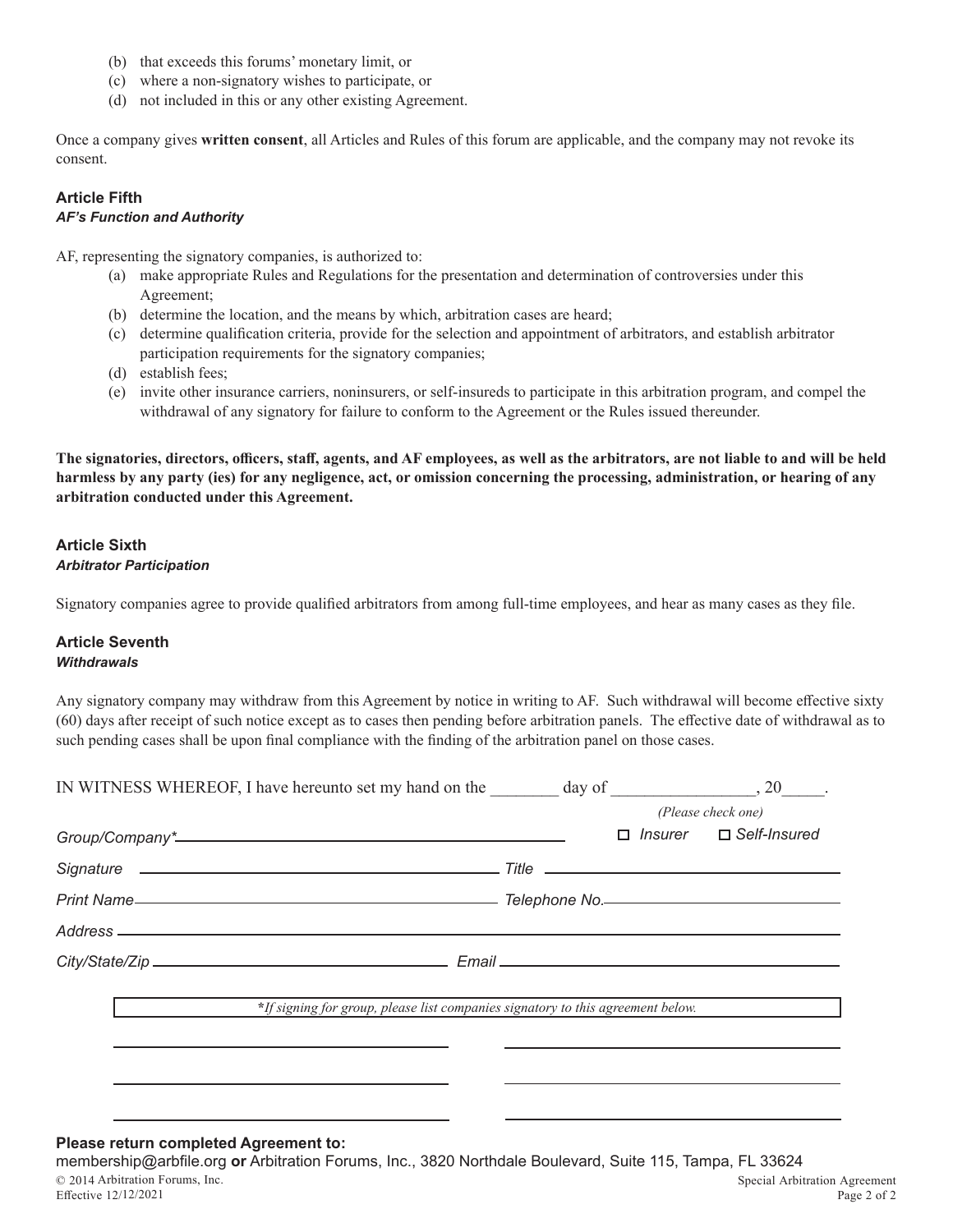(b) that exceeds this forums' monetary limit, or
(c) where a non-signatory wishes to participate, or
(d) not included in this or any other existing Agreement.

Once a company gives **written consent**, all Articles and Rules of this forum are applicable, and the company may not revoke its consent.

### Article Fifth
***AF's Function and Authority***

AF, representing the signatory companies, is authorized to:

(a) make appropriate Rules and Regulations for the presentation and determination of controversies under this Agreement;
(b) determine the location, and the means by which, arbitration cases are heard;
(c) determine qualification criteria, provide for the selection and appointment of arbitrators, and establish arbitrator participation requirements for the signatory companies;
(d) establish fees;
(e) invite other insurance carriers, noninsurers, or self-insureds to participate in this arbitration program, and compel the withdrawal of any signatory for failure to conform to the Agreement or the Rules issued thereunder.

**The signatories, directors, officers, staff, agents, and AF employees, as well as the arbitrators, are not liable to and will be held harmless by any party (ies) for any negligence, act, or omission concerning the processing, administration, or hearing of any arbitration conducted under this Agreement.**

### Article Sixth
***Arbitrator Participation***

Signatory companies agree to provide qualified arbitrators from among full-time employees, and hear as many cases as they file.

### Article Seventh
***Withdrawals***

Any signatory company may withdraw from this Agreement by notice in writing to AF. Such withdrawal will become effective sixty (60) days after receipt of such notice except as to cases then pending before arbitration panels. The effective date of withdrawal as to such pending cases shall be upon final compliance with the finding of the arbitration panel on those cases.

IN WITNESS WHEREOF, I have hereunto set my hand on the ________ day of ________________, 20_____.

*Group/Company\** ________________________________ *(Please check one)* ☐ *Insurer* ☐ *Self-Insured*

*Signature* ________________________________ *Title* ________________________________

*Print Name* ________________________________ *Telephone No.* ________________________________

*Address* ________________________________________________________________

*City/State/Zip* ________________________________ *Email* ________________________________

***If signing for group, please list companies signatory to this agreement below.***

________________________________ ________________________________

________________________________ ________________________________

________________________________ ________________________________

**Please return completed Agreement to:**
membership@arbfile.org **or** Arbitration Forums, Inc., 3820 Northdale Boulevard, Suite 115, Tampa, FL 33624

© 2014 Arbitration Forums, Inc.
Effective 12/12/2021